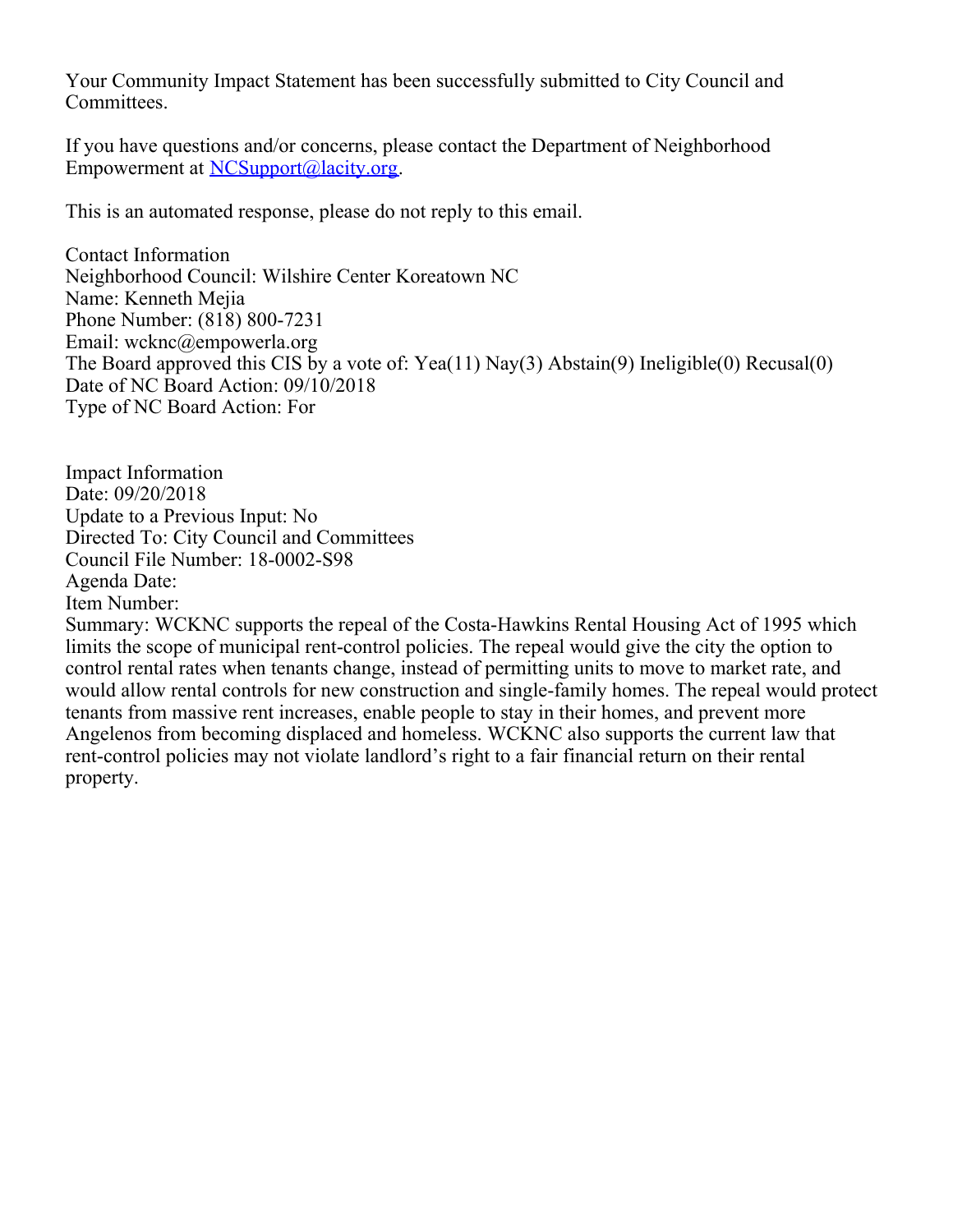Your Community Impact Statement has been successfully submitted to City Council and Committees.

If you have questions and/or concerns, please contact the Department of Neighborhood Empowerment at NCSupport@lacity.org.

This is an automated response, please do not reply to this email.

Contact Information
Neighborhood Council: Wilshire Center Koreatown NC
Name: Kenneth Mejia
Phone Number: (818) 800-7231
Email: wcknc@empowerla.org
The Board approved this CIS by a vote of: Yea(11) Nay(3) Abstain(9) Ineligible(0) Recusal(0)
Date of NC Board Action: 09/10/2018
Type of NC Board Action: For

Impact Information
Date: 09/20/2018
Update to a Previous Input: No
Directed To: City Council and Committees
Council File Number: 18-0002-S98
Agenda Date:
Item Number:
Summary: WCKNC supports the repeal of the Costa-Hawkins Rental Housing Act of 1995 which limits the scope of municipal rent-control policies. The repeal would give the city the option to control rental rates when tenants change, instead of permitting units to move to market rate, and would allow rental controls for new construction and single-family homes. The repeal would protect tenants from massive rent increases, enable people to stay in their homes, and prevent more Angelenos from becoming displaced and homeless. WCKNC also supports the current law that rent-control policies may not violate landlord's right to a fair financial return on their rental property.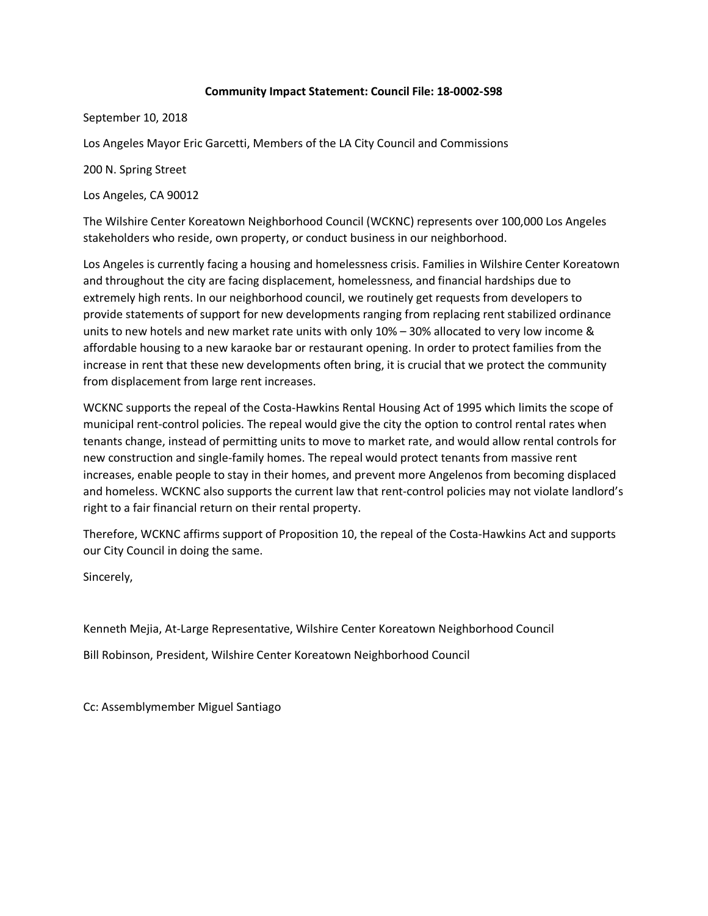**Community Impact Statement: Council File: 18-0002-S98**

September 10, 2018

Los Angeles Mayor Eric Garcetti, Members of the LA City Council and Commissions

200 N. Spring Street

Los Angeles, CA 90012

The Wilshire Center Koreatown Neighborhood Council (WCKNC) represents over 100,000 Los Angeles stakeholders who reside, own property, or conduct business in our neighborhood.

Los Angeles is currently facing a housing and homelessness crisis. Families in Wilshire Center Koreatown and throughout the city are facing displacement, homelessness, and financial hardships due to extremely high rents. In our neighborhood council, we routinely get requests from developers to provide statements of support for new developments ranging from replacing rent stabilized ordinance units to new hotels and new market rate units with only 10% – 30% allocated to very low income & affordable housing to a new karaoke bar or restaurant opening. In order to protect families from the increase in rent that these new developments often bring, it is crucial that we protect the community from displacement from large rent increases.

WCKNC supports the repeal of the Costa-Hawkins Rental Housing Act of 1995 which limits the scope of municipal rent-control policies. The repeal would give the city the option to control rental rates when tenants change, instead of permitting units to move to market rate, and would allow rental controls for new construction and single-family homes. The repeal would protect tenants from massive rent increases, enable people to stay in their homes, and prevent more Angelenos from becoming displaced and homeless. WCKNC also supports the current law that rent-control policies may not violate landlord's right to a fair financial return on their rental property.

Therefore, WCKNC affirms support of Proposition 10, the repeal of the Costa-Hawkins Act and supports our City Council in doing the same.

Sincerely,

Kenneth Mejia, At-Large Representative, Wilshire Center Koreatown Neighborhood Council

Bill Robinson, President, Wilshire Center Koreatown Neighborhood Council

Cc: Assemblymember Miguel Santiago